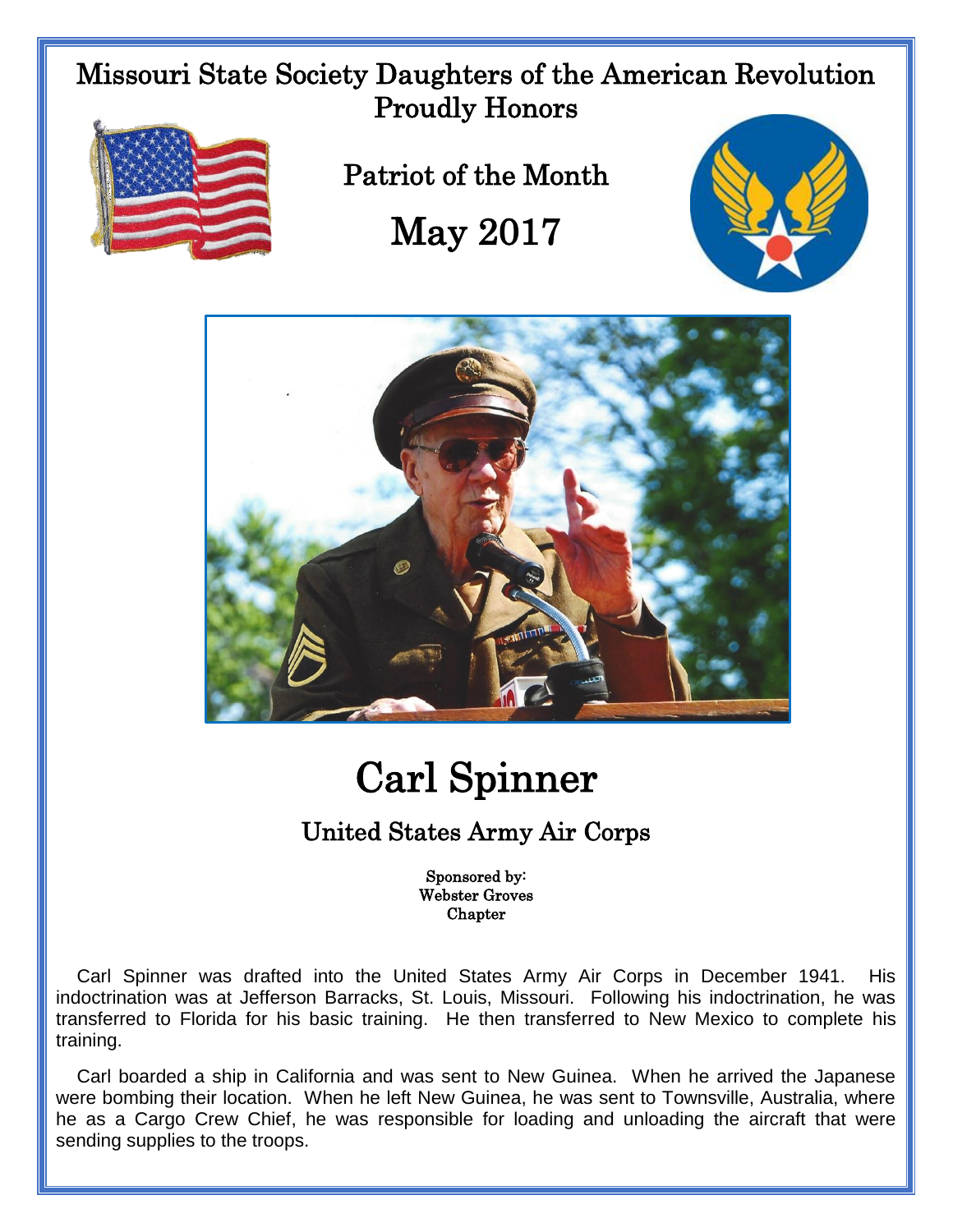# Missouri State Society Daughters of the American Revolution
## Proudly Honors

## Patriot of the Month

## May 2017

# Carl Spinner

## United States Army Air Corps

Sponsored by:
Webster Groves
Chapter

Carl Spinner was drafted into the United States Army Air Corps in December 1941. His indoctrination was at Jefferson Barracks, St. Louis, Missouri. Following his indoctrination, he was transferred to Florida for his basic training. He then transferred to New Mexico to complete his training.

Carl boarded a ship in California and was sent to New Guinea. When he arrived the Japanese were bombing their location. When he left New Guinea, he was sent to Townsville, Australia, where he as a Cargo Crew Chief, he was responsible for loading and unloading the aircraft that were sending supplies to the troops.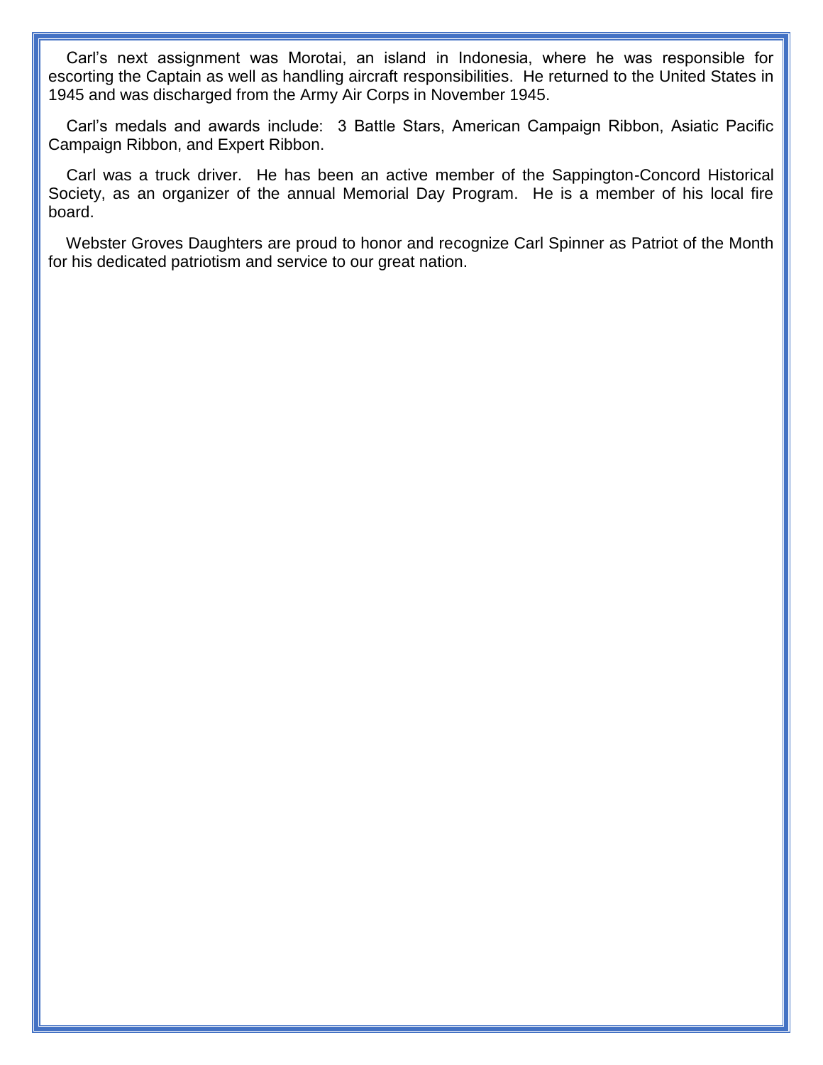Carl's next assignment was Morotai, an island in Indonesia, where he was responsible for escorting the Captain as well as handling aircraft responsibilities. He returned to the United States in 1945 and was discharged from the Army Air Corps in November 1945.

Carl's medals and awards include: 3 Battle Stars, American Campaign Ribbon, Asiatic Pacific Campaign Ribbon, and Expert Ribbon.

Carl was a truck driver. He has been an active member of the Sappington-Concord Historical Society, as an organizer of the annual Memorial Day Program. He is a member of his local fire board.

Webster Groves Daughters are proud to honor and recognize Carl Spinner as Patriot of the Month for his dedicated patriotism and service to our great nation.